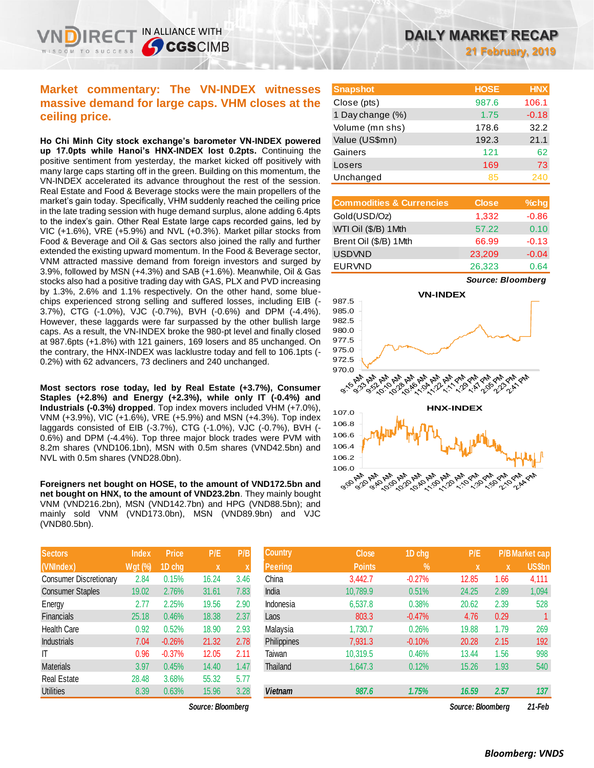# DAILY MARKET RECAP

**21 February, 2019**

## Market commentary: The VN-INDEX witnesses massive demand for large caps. VHM closes at the ceiling price.

**Ho Chi Minh City stock exchange's barometer VN-INDEX powered up 17.0pts while Hanoi's HNX-INDEX lost 0.2pts.** Continuing the positive sentiment from yesterday, the market kicked off positively with many large caps starting off in the green. Building on this momentum, the VN-INDEX accelerated its advance throughout the rest of the session. Real Estate and Food & Beverage stocks were the main propellers of the market's gain today. Specifically, VHM suddenly reached the ceiling price in the late trading session with huge demand surplus, alone adding 6.4pts to the index's gain. Other Real Estate large caps recorded gains, led by VIC (+1.6%), VRE (+5.9%) and NVL (+0.3%). Market pillar stocks from Food & Beverage and Oil & Gas sectors also joined the rally and further extended the existing upward momentum. In the Food & Beverage sector, VNM attracted massive demand from foreign investors and surged by 3.9%, followed by MSN (+4.3%) and SAB (+1.6%). Meanwhile, Oil & Gas stocks also had a positive trading day with GAS, PLX and PVD increasing by 1.3%, 2.6% and 1.1% respectively. On the other hand, some blue-chips experienced strong selling and suffered losses, including EIB (-3.7%), CTG (-1.0%), VJC (-0.7%), BVH (-0.6%) and DPM (-4.4%). However, these laggards were far surpassed by the other bullish large caps. As a result, the VN-INDEX broke the 980-pt level and finally closed at 987.6pts (+1.8%) with 121 gainers, 169 losers and 85 unchanged. On the contrary, the HNX-INDEX was lacklustre today and fell to 106.1pts (-0.2%) with 62 advancers, 73 decliners and 240 unchanged.

**Most sectors rose today, led by Real Estate (+3.7%), Consumer Staples (+2.8%) and Energy (+2.3%), while only IT (-0.4%) and Industrials (-0.3%) dropped**. Top index movers included VHM (+7.0%), VNM (+3.9%), VIC (+1.6%), VRE (+5.9%) and MSN (+4.3%). Top index laggards consisted of EIB (-3.7%), CTG (-1.0%), VJC (-0.7%), BVH (-0.6%) and DPM (-4.4%). Top three major block trades were PVM with 8.2m shares (VND106.1bn), MSN with 0.5m shares (VND42.5bn) and NVL with 0.5m shares (VND28.0bn).

**Foreigners net bought on HOSE, to the amount of VND172.5bn and net bought on HNX, to the amount of VND23.2bn**. They mainly bought VNM (VND216.2bn), MSN (VND142.7bn) and HPG (VND88.5bn); and mainly sold VNM (VND173.0bn), MSN (VND89.9bn) and VJC (VND80.5bn).

| Snapshot | HOSE | HNX |
|---|---|---|
| Close (pts) | 987.6 | 106.1 |
| 1 Day change (%) | 1.75 | -0.18 |
| Volume (mn shs) | 178.6 | 32.2 |
| Value (US$mn) | 192.3 | 21.1 |
| Gainers | 121 | 62 |
| Losers | 169 | 73 |
| Unchanged | 85 | 240 |

| Commodities & Currencies | Close | %chg |
|---|---|---|
| Gold(USD/Oz) | 1,332 | -0.86 |
| WTI Oil ($/B) 1Mth | 57.22 | 0.10 |
| Brent Oil ($/B) 1Mth | 66.99 | -0.13 |
| USDVND | 23,209 | -0.04 |
| EURVND | 26,323 | 0.64 |

*Source: Bloomberg*

| Sectors (VNIndex) | Index Wgt (%) | Price 1D chg | P/E x | P/B x |
|---|---|---|---|---|
| Consumer Discretionary | 2.84 | 0.15% | 16.24 | 3.46 |
| Consumer Staples | 19.02 | 2.76% | 31.61 | 7.83 |
| Energy | 2.77 | 2.25% | 19.56 | 2.90 |
| Financials | 25.18 | 0.46% | 18.38 | 2.37 |
| Health Care | 0.92 | 0.52% | 18.90 | 2.93 |
| Industrials | 7.04 | -0.26% | 21.32 | 2.78 |
| IT | 0.96 | -0.37% | 12.05 | 2.11 |
| Materials | 3.97 | 0.45% | 14.40 | 1.47 |
| Real Estate | 28.48 | 3.68% | 55.32 | 5.77 |
| Utilities | 8.39 | 0.63% | 15.96 | 3.28 |

*Source: Bloomberg*

| Country Peering | Close Points | 1D chg % | P/E x | P/B x | Market cap US$bn |
|---|---|---|---|---|---|
| China | 3,442.7 | -0.27% | 12.85 | 1.66 | 4,111 |
| India | 10,789.9 | 0.51% | 24.25 | 2.89 | 1,094 |
| Indonesia | 6,537.8 | 0.38% | 20.62 | 2.39 | 528 |
| Laos | 803.3 | -0.47% | 4.76 | 0.29 | 1 |
| Malaysia | 1,730.7 | 0.26% | 19.88 | 1.79 | 269 |
| Philippines | 7,931.3 | -0.10% | 20.28 | 2.15 | 192 |
| Taiwan | 10,319.5 | 0.46% | 13.44 | 1.56 | 998 |
| Thailand | 1,647.3 | 0.12% | 15.26 | 1.93 | 540 |
| ***Vietnam*** | ***987.6*** | ***1.75%*** | ***16.59*** | ***2.57*** | ***137*** |

*Source: Bloomberg* *21-Feb*

***Bloomberg: VNDS***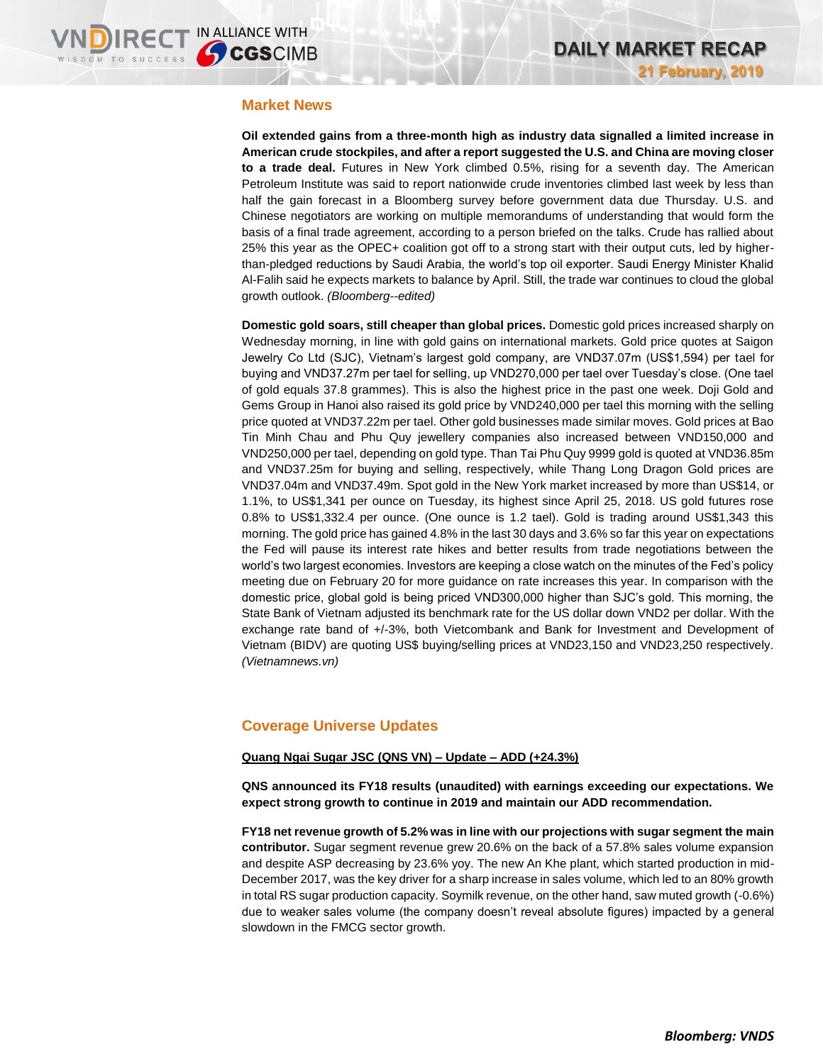## Market News

**Oil extended gains from a three-month high as industry data signalled a limited increase in American crude stockpiles, and after a report suggested the U.S. and China are moving closer to a trade deal.** Futures in New York climbed 0.5%, rising for a seventh day. The American Petroleum Institute was said to report nationwide crude inventories climbed last week by less than half the gain forecast in a Bloomberg survey before government data due Thursday. U.S. and Chinese negotiators are working on multiple memorandums of understanding that would form the basis of a final trade agreement, according to a person briefed on the talks. Crude has rallied about 25% this year as the OPEC+ coalition got off to a strong start with their output cuts, led by higher-than-pledged reductions by Saudi Arabia, the world's top oil exporter. Saudi Energy Minister Khalid Al-Falih said he expects markets to balance by April. Still, the trade war continues to cloud the global growth outlook. *(Bloomberg--edited)*

**Domestic gold soars, still cheaper than global prices.** Domestic gold prices increased sharply on Wednesday morning, in line with gold gains on international markets. Gold price quotes at Saigon Jewelry Co Ltd (SJC), Vietnam's largest gold company, are VND37.07m (US$1,594) per tael for buying and VND37.27m per tael for selling, up VND270,000 per tael over Tuesday's close. (One tael of gold equals 37.8 grammes). This is also the highest price in the past one week. Doji Gold and Gems Group in Hanoi also raised its gold price by VND240,000 per tael this morning with the selling price quoted at VND37.22m per tael. Other gold businesses made similar moves. Gold prices at Bao Tin Minh Chau and Phu Quy jewellery companies also increased between VND150,000 and VND250,000 per tael, depending on gold type. Than Tai Phu Quy 9999 gold is quoted at VND36.85m and VND37.25m for buying and selling, respectively, while Thang Long Dragon Gold prices are VND37.04m and VND37.49m. Spot gold in the New York market increased by more than US$14, or 1.1%, to US$1,341 per ounce on Tuesday, its highest since April 25, 2018. US gold futures rose 0.8% to US$1,332.4 per ounce. (One ounce is 1.2 tael). Gold is trading around US$1,343 this morning. The gold price has gained 4.8% in the last 30 days and 3.6% so far this year on expectations the Fed will pause its interest rate hikes and better results from trade negotiations between the world's two largest economies. Investors are keeping a close watch on the minutes of the Fed's policy meeting due on February 20 for more guidance on rate increases this year. In comparison with the domestic price, global gold is being priced VND300,000 higher than SJC's gold. This morning, the State Bank of Vietnam adjusted its benchmark rate for the US dollar down VND2 per dollar. With the exchange rate band of +/-3%, both Vietcombank and Bank for Investment and Development of Vietnam (BIDV) are quoting US$ buying/selling prices at VND23,150 and VND23,250 respectively. *(Vietnamnews.vn)*

## Coverage Universe Updates

**Quang Ngai Sugar JSC (QNS VN) – Update – ADD (+24.3%)**

**QNS announced its FY18 results (unaudited) with earnings exceeding our expectations. We expect strong growth to continue in 2019 and maintain our ADD recommendation.**

**FY18 net revenue growth of 5.2% was in line with our projections with sugar segment the main contributor.** Sugar segment revenue grew 20.6% on the back of a 57.8% sales volume expansion and despite ASP decreasing by 23.6% yoy. The new An Khe plant, which started production in mid-December 2017, was the key driver for a sharp increase in sales volume, which led to an 80% growth in total RS sugar production capacity. Soymilk revenue, on the other hand, saw muted growth (-0.6%) due to weaker sales volume (the company doesn't reveal absolute figures) impacted by a general slowdown in the FMCG sector growth.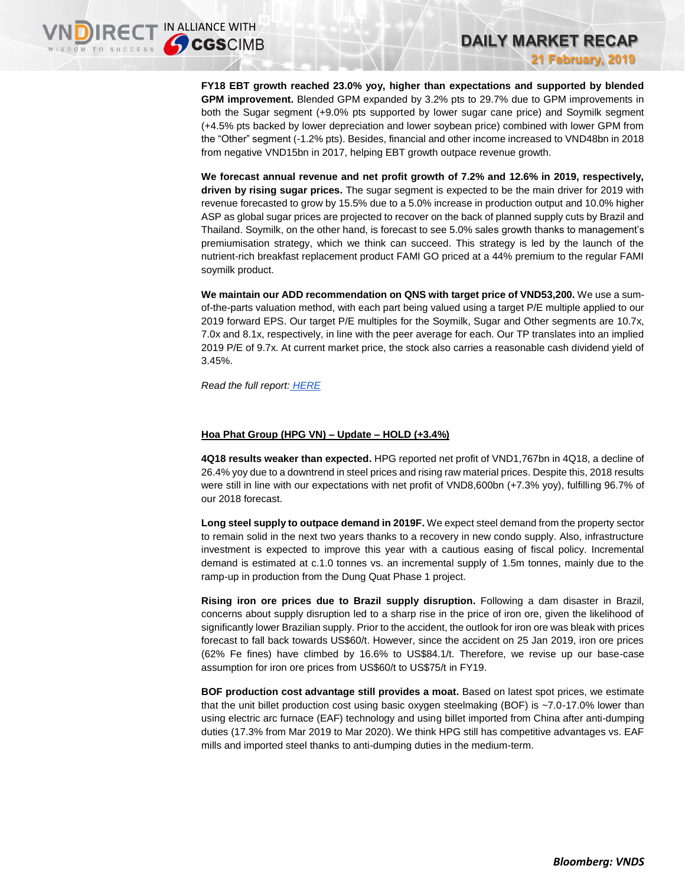**FY18 EBT growth reached 23.0% yoy, higher than expectations and supported by blended GPM improvement.** Blended GPM expanded by 3.2% pts to 29.7% due to GPM improvements in both the Sugar segment (+9.0% pts supported by lower sugar cane price) and Soymilk segment (+4.5% pts backed by lower depreciation and lower soybean price) combined with lower GPM from the "Other" segment (-1.2% pts). Besides, financial and other income increased to VND48bn in 2018 from negative VND15bn in 2017, helping EBT growth outpace revenue growth.

**We forecast annual revenue and net profit growth of 7.2% and 12.6% in 2019, respectively, driven by rising sugar prices.** The sugar segment is expected to be the main driver for 2019 with revenue forecasted to grow by 15.5% due to a 5.0% increase in production output and 10.0% higher ASP as global sugar prices are projected to recover on the back of planned supply cuts by Brazil and Thailand. Soymilk, on the other hand, is forecast to see 5.0% sales growth thanks to management's premiumisation strategy, which we think can succeed. This strategy is led by the launch of the nutrient-rich breakfast replacement product FAMI GO priced at a 44% premium to the regular FAMI soymilk product.

**We maintain our ADD recommendation on QNS with target price of VND53,200.** We use a sum-of-the-parts valuation method, with each part being valued using a target P/E multiple applied to our 2019 forward EPS. Our target P/E multiples for the Soymilk, Sugar and Other segments are 10.7x, 7.0x and 8.1x, respectively, in line with the peer average for each. Our TP translates into an implied 2019 P/E of 9.7x. At current market price, the stock also carries a reasonable cash dividend yield of 3.45%.

*Read the full report:* *HERE*

## Hoa Phat Group (HPG VN) – Update – HOLD (+3.4%)

**4Q18 results weaker than expected.** HPG reported net profit of VND1,767bn in 4Q18, a decline of 26.4% yoy due to a downtrend in steel prices and rising raw material prices. Despite this, 2018 results were still in line with our expectations with net profit of VND8,600bn (+7.3% yoy), fulfilling 96.7% of our 2018 forecast.

**Long steel supply to outpace demand in 2019F.** We expect steel demand from the property sector to remain solid in the next two years thanks to a recovery in new condo supply. Also, infrastructure investment is expected to improve this year with a cautious easing of fiscal policy. Incremental demand is estimated at c.1.0 tonnes vs. an incremental supply of 1.5m tonnes, mainly due to the ramp-up in production from the Dung Quat Phase 1 project.

**Rising iron ore prices due to Brazil supply disruption.** Following a dam disaster in Brazil, concerns about supply disruption led to a sharp rise in the price of iron ore, given the likelihood of significantly lower Brazilian supply. Prior to the accident, the outlook for iron ore was bleak with prices forecast to fall back towards US$60/t. However, since the accident on 25 Jan 2019, iron ore prices (62% Fe fines) have climbed by 16.6% to US$84.1/t. Therefore, we revise up our base-case assumption for iron ore prices from US$60/t to US$75/t in FY19.

**BOF production cost advantage still provides a moat.** Based on latest spot prices, we estimate that the unit billet production cost using basic oxygen steelmaking (BOF) is ~7.0-17.0% lower than using electric arc furnace (EAF) technology and using billet imported from China after anti-dumping duties (17.3% from Mar 2019 to Mar 2020). We think HPG still has competitive advantages vs. EAF mills and imported steel thanks to anti-dumping duties in the medium-term.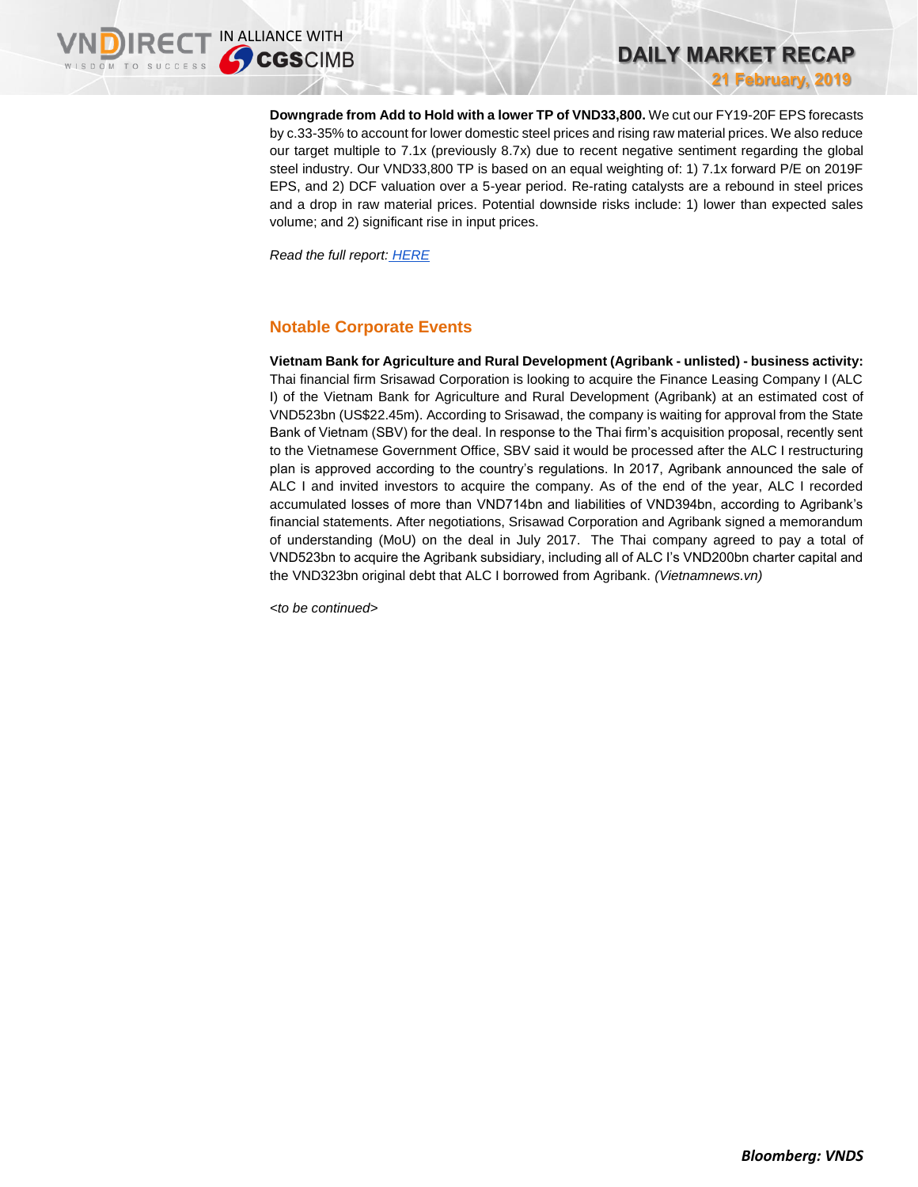**Downgrade from Add to Hold with a lower TP of VND33,800.** We cut our FY19-20F EPS forecasts by c.33-35% to account for lower domestic steel prices and rising raw material prices. We also reduce our target multiple to 7.1x (previously 8.7x) due to recent negative sentiment regarding the global steel industry. Our VND33,800 TP is based on an equal weighting of: 1) 7.1x forward P/E on 2019F EPS, and 2) DCF valuation over a 5-year period. Re-rating catalysts are a rebound in steel prices and a drop in raw material prices. Potential downside risks include: 1) lower than expected sales volume; and 2) significant rise in input prices.

*Read the full report:* HERE

## Notable Corporate Events

**Vietnam Bank for Agriculture and Rural Development (Agribank - unlisted) - business activity:** Thai financial firm Srisawad Corporation is looking to acquire the Finance Leasing Company I (ALC I) of the Vietnam Bank for Agriculture and Rural Development (Agribank) at an estimated cost of VND523bn (US$22.45m). According to Srisawad, the company is waiting for approval from the State Bank of Vietnam (SBV) for the deal. In response to the Thai firm's acquisition proposal, recently sent to the Vietnamese Government Office, SBV said it would be processed after the ALC I restructuring plan is approved according to the country's regulations. In 2017, Agribank announced the sale of ALC I and invited investors to acquire the company. As of the end of the year, ALC I recorded accumulated losses of more than VND714bn and liabilities of VND394bn, according to Agribank's financial statements. After negotiations, Srisawad Corporation and Agribank signed a memorandum of understanding (MoU) on the deal in July 2017. The Thai company agreed to pay a total of VND523bn to acquire the Agribank subsidiary, including all of ALC I's VND200bn charter capital and the VND323bn original debt that ALC I borrowed from Agribank. *(Vietnamnews.vn)*

*<to be continued>*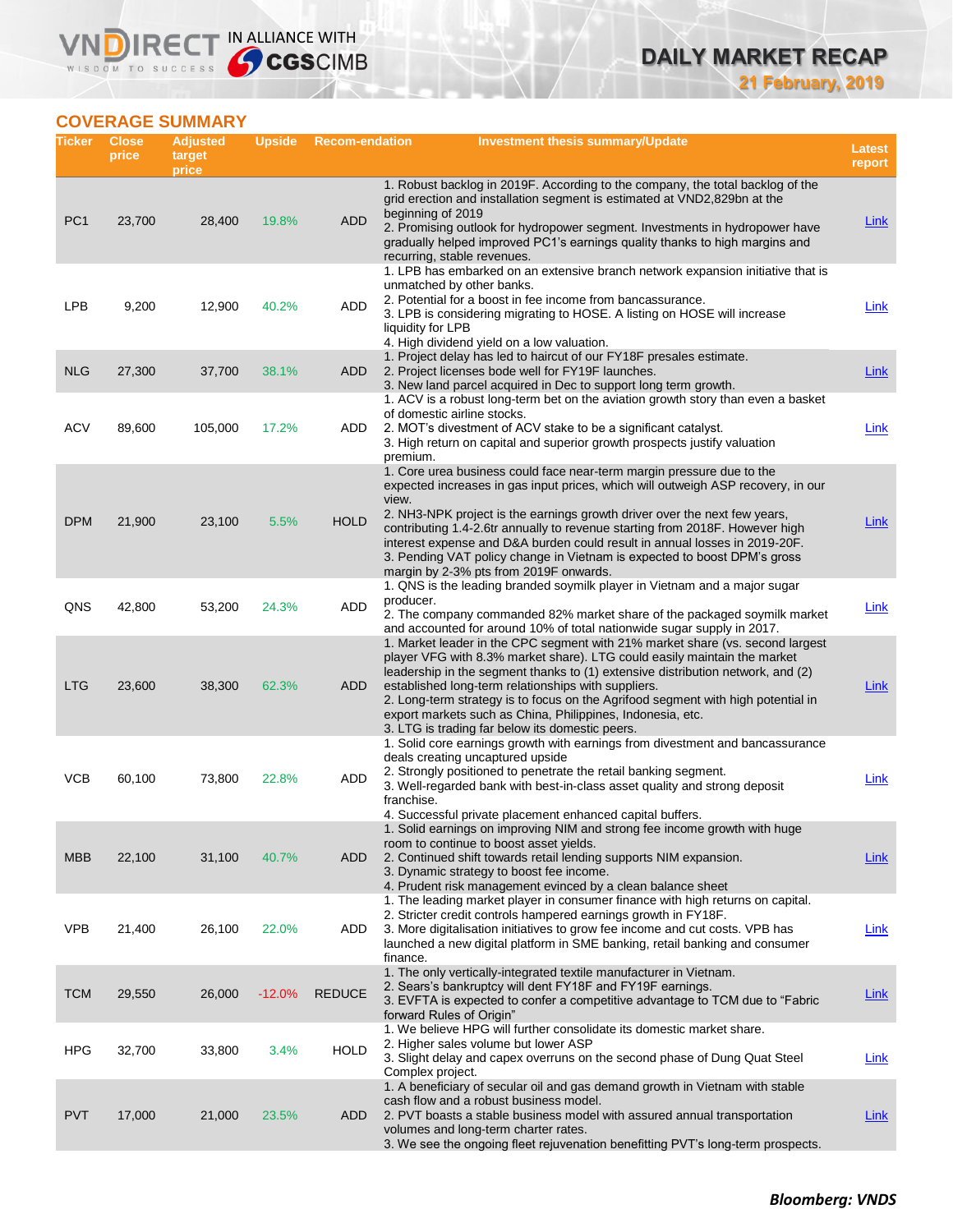## COVERAGE SUMMARY

| Ticker | Close price | Adjusted target price | Upside | Recom-endation | Investment thesis summary/Update | Latest report |
|---|---|---|---|---|---|---|
| PC1 | 23,700 | 28,400 | 19.8% | ADD | 1. Robust backlog in 2019F. According to the company, the total backlog of the grid erection and installation segment is estimated at VND2,829bn at the beginning of 2019<br>2. Promising outlook for hydropower segment. Investments in hydropower have gradually helped improved PC1's earnings quality thanks to high margins and recurring, stable revenues. | Link |
| LPB | 9,200 | 12,900 | 40.2% | ADD | 1. LPB has embarked on an extensive branch network expansion initiative that is unmatched by other banks.<br>2. Potential for a boost in fee income from bancassurance.<br>3. LPB is considering migrating to HOSE. A listing on HOSE will increase liquidity for LPB<br>4. High dividend yield on a low valuation. | Link |
| NLG | 27,300 | 37,700 | 38.1% | ADD | 1. Project delay has led to haircut of our FY18F presales estimate.<br>2. Project licenses bode well for FY19F launches.<br>3. New land parcel acquired in Dec to support long term growth. | Link |
| ACV | 89,600 | 105,000 | 17.2% | ADD | 1. ACV is a robust long-term bet on the aviation growth story than even a basket of domestic airline stocks.<br>2. MOT's divestment of ACV stake to be a significant catalyst.<br>3. High return on capital and superior growth prospects justify valuation premium. | Link |
| DPM | 21,900 | 23,100 | 5.5% | HOLD | 1. Core urea business could face near-term margin pressure due to the expected increases in gas input prices, which will outweigh ASP recovery, in our view.<br>2. NH3-NPK project is the earnings growth driver over the next few years, contributing 1.4-2.6tr annually to revenue starting from 2018F. However high interest expense and D&A burden could result in annual losses in 2019-20F.<br>3. Pending VAT policy change in Vietnam is expected to boost DPM's gross margin by 2-3% pts from 2019F onwards. | Link |
| QNS | 42,800 | 53,200 | 24.3% | ADD | 1. QNS is the leading branded soymilk player in Vietnam and a major sugar producer.<br>2. The company commanded 82% market share of the packaged soymilk market and accounted for around 10% of total nationwide sugar supply in 2017. | Link |
| LTG | 23,600 | 38,300 | 62.3% | ADD | 1. Market leader in the CPC segment with 21% market share (vs. second largest player VFG with 8.3% market share). LTG could easily maintain the market leadership in the segment thanks to (1) extensive distribution network, and (2) established long-term relationships with suppliers.<br>2. Long-term strategy is to focus on the Agrifood segment with high potential in export markets such as China, Philippines, Indonesia, etc.<br>3. LTG is trading far below its domestic peers. | Link |
| VCB | 60,100 | 73,800 | 22.8% | ADD | 1. Solid core earnings growth with earnings from divestment and bancassurance deals creating uncaptured upside<br>2. Strongly positioned to penetrate the retail banking segment.<br>3. Well-regarded bank with best-in-class asset quality and strong deposit franchise.<br>4. Successful private placement enhanced capital buffers. | Link |
| MBB | 22,100 | 31,100 | 40.7% | ADD | 1. Solid earnings on improving NIM and strong fee income growth with huge room to continue to boost asset yields.<br>2. Continued shift towards retail lending supports NIM expansion.<br>3. Dynamic strategy to boost fee income.<br>4. Prudent risk management evinced by a clean balance sheet | Link |
| VPB | 21,400 | 26,100 | 22.0% | ADD | 1. The leading market player in consumer finance with high returns on capital.<br>2. Stricter credit controls hampered earnings growth in FY18F.<br>3. More digitalisation initiatives to grow fee income and cut costs. VPB has launched a new digital platform in SME banking, retail banking and consumer finance. | Link |
| TCM | 29,550 | 26,000 | -12.0% | REDUCE | 1. The only vertically-integrated textile manufacturer in Vietnam.<br>2. Sears's bankruptcy will dent FY18F and FY19F earnings.<br>3. EVFTA is expected to confer a competitive advantage to TCM due to "Fabric forward Rules of Origin" | Link |
| HPG | 32,700 | 33,800 | 3.4% | HOLD | 1. We believe HPG will further consolidate its domestic market share.<br>2. Higher sales volume but lower ASP<br>3. Slight delay and capex overruns on the second phase of Dung Quat Steel Complex project. | Link |
| PVT | 17,000 | 21,000 | 23.5% | ADD | 1. A beneficiary of secular oil and gas demand growth in Vietnam with stable cash flow and a robust business model.<br>2. PVT boasts a stable business model with assured annual transportation volumes and long-term charter rates.<br>3. We see the ongoing fleet rejuvenation benefitting PVT's long-term prospects. | Link |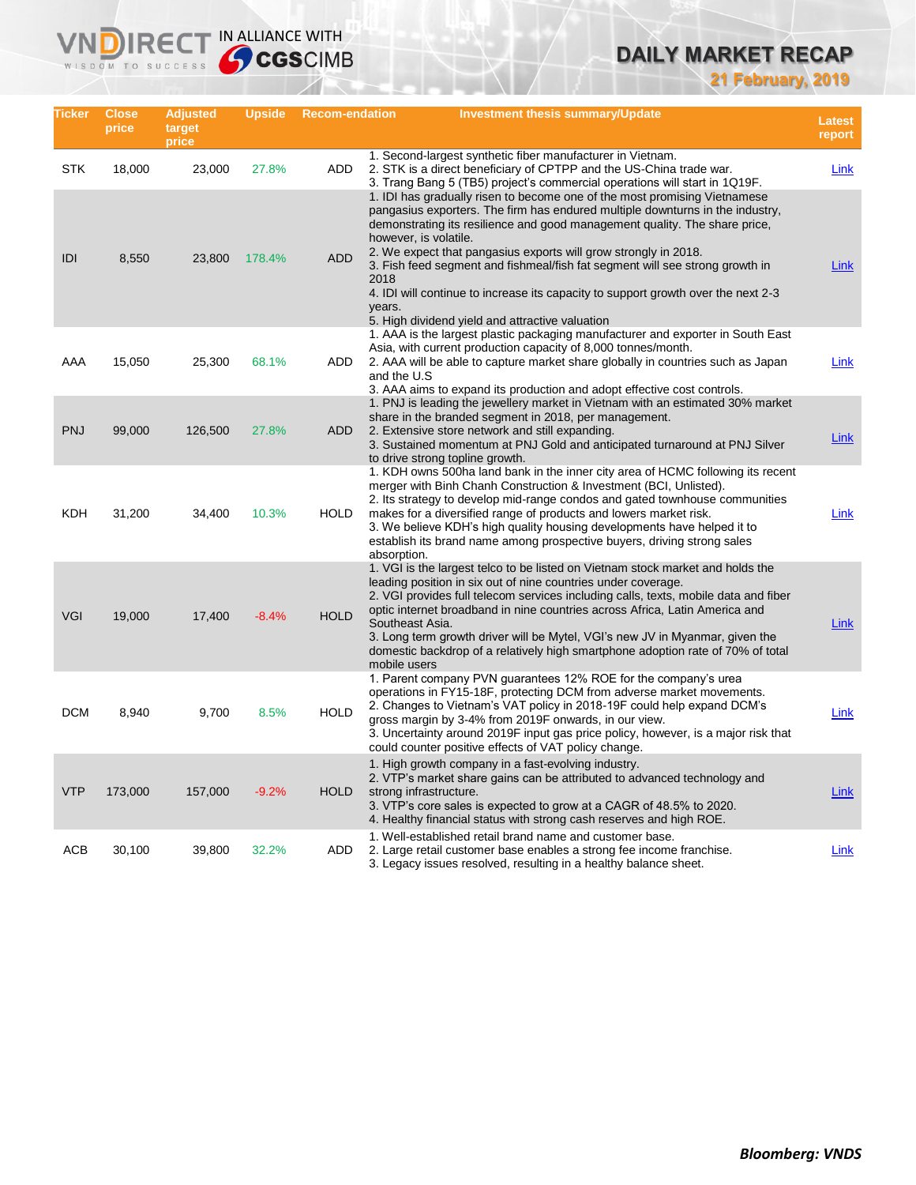# DAILY MARKET RECAP

**21 February, 2019**

| Ticker | Close price | Adjusted target price | Upside | Recom-endation | Investment thesis summary/Update | Latest report |
|---|---|---|---|---|---|---|
| STK | 18,000 | 23,000 | 27.8% | ADD | 1. Second-largest synthetic fiber manufacturer in Vietnam.<br>2. STK is a direct beneficiary of CPTPP and the US-China trade war.<br>3. Trang Bang 5 (TB5) project's commercial operations will start in 1Q19F. | Link |
| IDI | 8,550 | 23,800 | 178.4% | ADD | 1. IDI has gradually risen to become one of the most promising Vietnamese pangasius exporters. The firm has endured multiple downturns in the industry, demonstrating its resilience and good management quality. The share price, however, is volatile.<br>2. We expect that pangasius exports will grow strongly in 2018.<br>3. Fish feed segment and fishmeal/fish fat segment will see strong growth in 2018<br>4. IDI will continue to increase its capacity to support growth over the next 2-3 years.<br>5. High dividend yield and attractive valuation | Link |
| AAA | 15,050 | 25,300 | 68.1% | ADD | 1. AAA is the largest plastic packaging manufacturer and exporter in South East Asia, with current production capacity of 8,000 tonnes/month.<br>2. AAA will be able to capture market share globally in countries such as Japan and the U.S<br>3. AAA aims to expand its production and adopt effective cost controls. | Link |
| PNJ | 99,000 | 126,500 | 27.8% | ADD | 1. PNJ is leading the jewellery market in Vietnam with an estimated 30% market share in the branded segment in 2018, per management.<br>2. Extensive store network and still expanding.<br>3. Sustained momentum at PNJ Gold and anticipated turnaround at PNJ Silver to drive strong topline growth. | Link |
| KDH | 31,200 | 34,400 | 10.3% | HOLD | 1. KDH owns 500ha land bank in the inner city area of HCMC following its recent merger with Binh Chanh Construction & Investment (BCI, Unlisted).<br>2. Its strategy to develop mid-range condos and gated townhouse communities makes for a diversified range of products and lowers market risk.<br>3. We believe KDH's high quality housing developments have helped it to establish its brand name among prospective buyers, driving strong sales absorption. | Link |
| VGI | 19,000 | 17,400 | -8.4% | HOLD | 1. VGI is the largest telco to be listed on Vietnam stock market and holds the leading position in six out of nine countries under coverage.<br>2. VGI provides full telecom services including calls, texts, mobile data and fiber optic internet broadband in nine countries across Africa, Latin America and Southeast Asia.<br>3. Long term growth driver will be Mytel, VGI's new JV in Myanmar, given the domestic backdrop of a relatively high smartphone adoption rate of 70% of total mobile users | Link |
| DCM | 8,940 | 9,700 | 8.5% | HOLD | 1. Parent company PVN guarantees 12% ROE for the company's urea operations in FY15-18F, protecting DCM from adverse market movements.<br>2. Changes to Vietnam's VAT policy in 2018-19F could help expand DCM's gross margin by 3-4% from 2019F onwards, in our view.<br>3. Uncertainty around 2019F input gas price policy, however, is a major risk that could counter positive effects of VAT policy change. | Link |
| VTP | 173,000 | 157,000 | -9.2% | HOLD | 1. High growth company in a fast-evolving industry.<br>2. VTP's market share gains can be attributed to advanced technology and strong infrastructure.<br>3. VTP's core sales is expected to grow at a CAGR of 48.5% to 2020.<br>4. Healthy financial status with strong cash reserves and high ROE. | Link |
| ACB | 30,100 | 39,800 | 32.2% | ADD | 1. Well-established retail brand name and customer base.<br>2. Large retail customer base enables a strong fee income franchise.<br>3. Legacy issues resolved, resulting in a healthy balance sheet. | Link |

***Bloomberg: VNDS***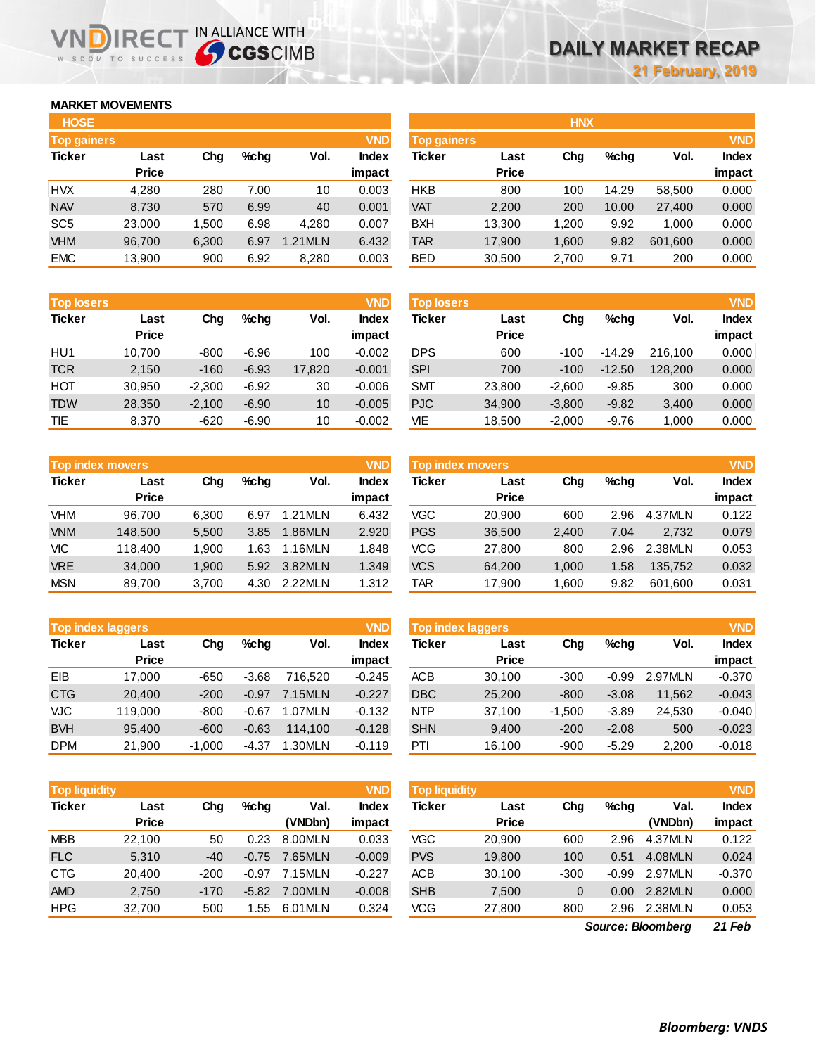# DAILY MARKET RECAP

**21 February, 2019**

## MARKET MOVEMENTS

### HOSE

**Top gainers** (VND)

| Ticker | Last Price | Chg | %chg | Vol. | Index impact |
|---|---|---|---|---|---|
| HVX | 4,280 | 280 | 7.00 | 10 | 0.003 |
| NAV | 8,730 | 570 | 6.99 | 40 | 0.001 |
| SC5 | 23,000 | 1,500 | 6.98 | 4,280 | 0.007 |
| VHM | 96,700 | 6,300 | 6.97 | 1.21MLN | 6.432 |
| EMC | 13,900 | 900 | 6.92 | 8,280 | 0.003 |

**Top losers** (VND)

| Ticker | Last Price | Chg | %chg | Vol. | Index impact |
|---|---|---|---|---|---|
| HU1 | 10,700 | -800 | -6.96 | 100 | -0.002 |
| TCR | 2,150 | -160 | -6.93 | 17,820 | -0.001 |
| HOT | 30,950 | -2,300 | -6.92 | 30 | -0.006 |
| TDW | 28,350 | -2,100 | -6.90 | 10 | -0.005 |
| TIE | 8,370 | -620 | -6.90 | 10 | -0.002 |

**Top index movers** (VND)

| Ticker | Last Price | Chg | %chg | Vol. | Index impact |
|---|---|---|---|---|---|
| VHM | 96,700 | 6,300 | 6.97 | 1.21MLN | 6.432 |
| VNM | 148,500 | 5,500 | 3.85 | 1.86MLN | 2.920 |
| VIC | 118,400 | 1,900 | 1.63 | 1.16MLN | 1.848 |
| VRE | 34,000 | 1,900 | 5.92 | 3.82MLN | 1.349 |
| MSN | 89,700 | 3,700 | 4.30 | 2.22MLN | 1.312 |

**Top index laggers** (VND)

| Ticker | Last Price | Chg | %chg | Vol. | Index impact |
|---|---|---|---|---|---|
| EIB | 17,000 | -650 | -3.68 | 716,520 | -0.245 |
| CTG | 20,400 | -200 | -0.97 | 7.15MLN | -0.227 |
| VJC | 119,000 | -800 | -0.67 | 1.07MLN | -0.132 |
| BVH | 95,400 | -600 | -0.63 | 114,100 | -0.128 |
| DPM | 21,900 | -1,000 | -4.37 | 1.30MLN | -0.119 |

**Top liquidity** (VND)

| Ticker | Last Price | Chg | %chg | Val. (VNDbn) | Index impact |
|---|---|---|---|---|---|
| MBB | 22,100 | 50 | 0.23 | 8.00MLN | 0.033 |
| FLC | 5,310 | -40 | -0.75 | 7.65MLN | -0.009 |
| CTG | 20,400 | -200 | -0.97 | 7.15MLN | -0.227 |
| AMD | 2,750 | -170 | -5.82 | 7.00MLN | -0.008 |
| HPG | 32,700 | 500 | 1.55 | 6.01MLN | 0.324 |

### HNX

**Top gainers** (VND)

| Ticker | Last Price | Chg | %chg | Vol. | Index impact |
|---|---|---|---|---|---|
| HKB | 800 | 100 | 14.29 | 58,500 | 0.000 |
| VAT | 2,200 | 200 | 10.00 | 27,400 | 0.000 |
| BXH | 13,300 | 1,200 | 9.92 | 1,000 | 0.000 |
| TAR | 17,900 | 1,600 | 9.82 | 601,600 | 0.000 |
| BED | 30,500 | 2,700 | 9.71 | 200 | 0.000 |

**Top losers** (VND)

| Ticker | Last Price | Chg | %chg | Vol. | Index impact |
|---|---|---|---|---|---|
| DPS | 600 | -100 | -14.29 | 216,100 | 0.000 |
| SPI | 700 | -100 | -12.50 | 128,200 | 0.000 |
| SMT | 23,800 | -2,600 | -9.85 | 300 | 0.000 |
| PJC | 34,900 | -3,800 | -9.82 | 3,400 | 0.000 |
| VIE | 18,500 | -2,000 | -9.76 | 1,000 | 0.000 |

**Top index movers** (VND)

| Ticker | Last Price | Chg | %chg | Vol. | Index impact |
|---|---|---|---|---|---|
| VGC | 20,900 | 600 | 2.96 | 4.37MLN | 0.122 |
| PGS | 36,500 | 2,400 | 7.04 | 2,732 | 0.079 |
| VCG | 27,800 | 800 | 2.96 | 2.38MLN | 0.053 |
| VCS | 64,200 | 1,000 | 1.58 | 135,752 | 0.032 |
| TAR | 17,900 | 1,600 | 9.82 | 601,600 | 0.031 |

**Top index laggers** (VND)

| Ticker | Last Price | Chg | %chg | Vol. | Index impact |
|---|---|---|---|---|---|
| ACB | 30,100 | -300 | -0.99 | 2.97MLN | -0.370 |
| DBC | 25,200 | -800 | -3.08 | 11,562 | -0.043 |
| NTP | 37,100 | -1,500 | -3.89 | 24,530 | -0.040 |
| SHN | 9,400 | -200 | -2.08 | 500 | -0.023 |
| PTI | 16,100 | -900 | -5.29 | 2,200 | -0.018 |

**Top liquidity** (VND)

| Ticker | Last Price | Chg | %chg | Val. (VNDbn) | Index impact |
|---|---|---|---|---|---|
| VGC | 20,900 | 600 | 2.96 | 4.37MLN | 0.122 |
| PVS | 19,800 | 100 | 0.51 | 4.08MLN | 0.024 |
| ACB | 30,100 | -300 | -0.99 | 2.97MLN | -0.370 |
| SHB | 7,500 | 0 | 0.00 | 2.82MLN | 0.000 |
| VCG | 27,800 | 800 | 2.96 | 2.38MLN | 0.053 |

*Source: Bloomberg* *21 Feb*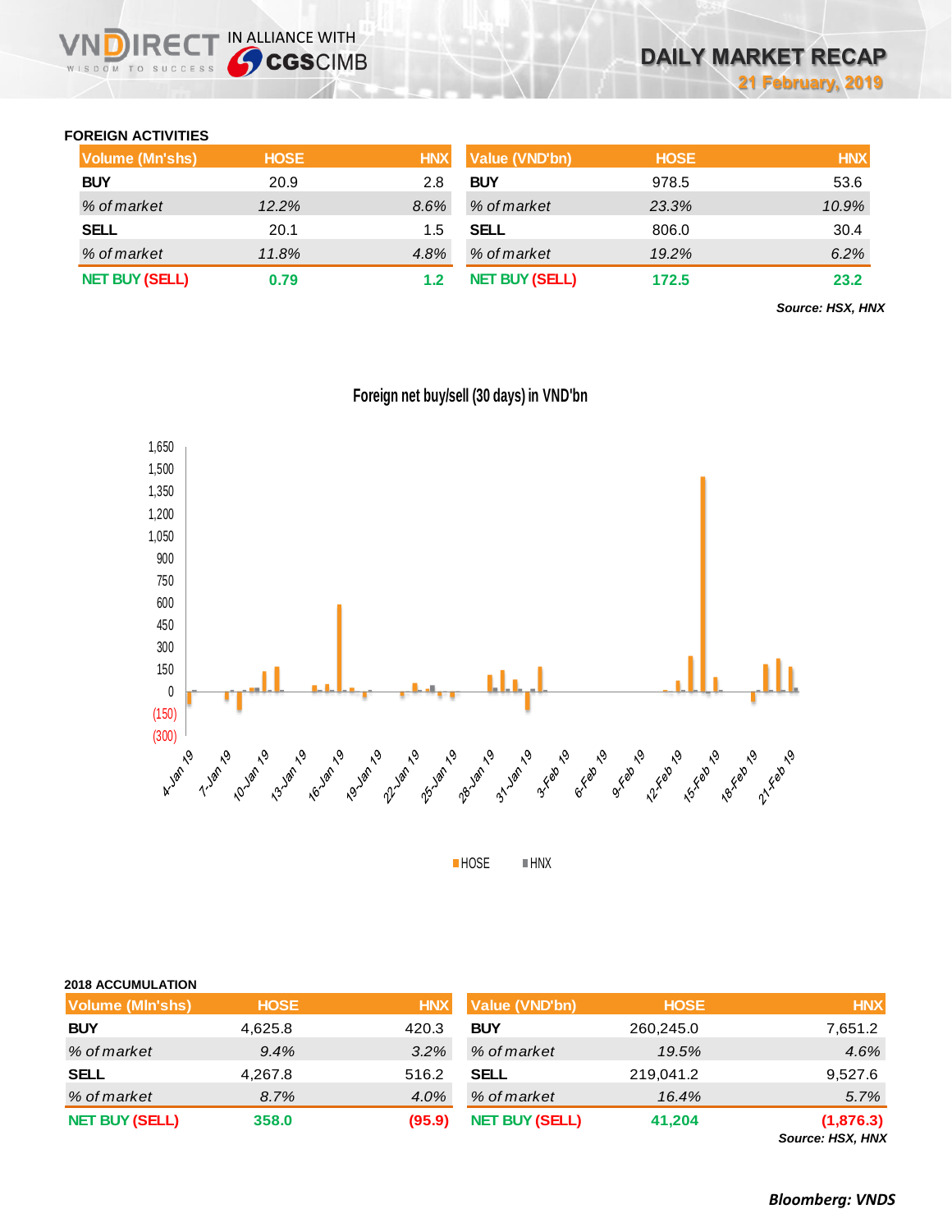## FOREIGN ACTIVITIES

| Volume (Mn'shs) | HOSE | HNX |
|---|---|---|
| BUY | 20.9 | 2.8 |
| *% of market* | *12.2%* | *8.6%* |
| SELL | 20.1 | 1.5 |
| *% of market* | *11.8%* | *4.8%* |
| NET BUY (SELL) | 0.79 | 1.2 |

| Value (VND'bn) | HOSE | HNX |
|---|---|---|
| BUY | 978.5 | 53.6 |
| *% of market* | *23.3%* | *10.9%* |
| SELL | 806.0 | 30.4 |
| *% of market* | *19.2%* | *6.2%* |
| NET BUY (SELL) | 172.5 | 23.2 |

***Source: HSX, HNX***

Foreign net buy/sell (30 days) in VND'bn

## 2018 ACCUMULATION

| Volume (Mln'shs) | HOSE | HNX |
|---|---|---|
| BUY | 4,625.8 | 420.3 |
| *% of market* | *9.4%* | *3.2%* |
| SELL | 4,267.8 | 516.2 |
| *% of market* | *8.7%* | *4.0%* |
| NET BUY (SELL) | 358.0 | (95.9) |

| Value (VND'bn) | HOSE | HNX |
|---|---|---|
| BUY | 260,245.0 | 7,651.2 |
| *% of market* | *19.5%* | *4.6%* |
| SELL | 219,041.2 | 9,527.6 |
| *% of market* | *16.4%* | *5.7%* |
| NET BUY (SELL) | 41,204 | (1,876.3) |

***Source: HSX, HNX***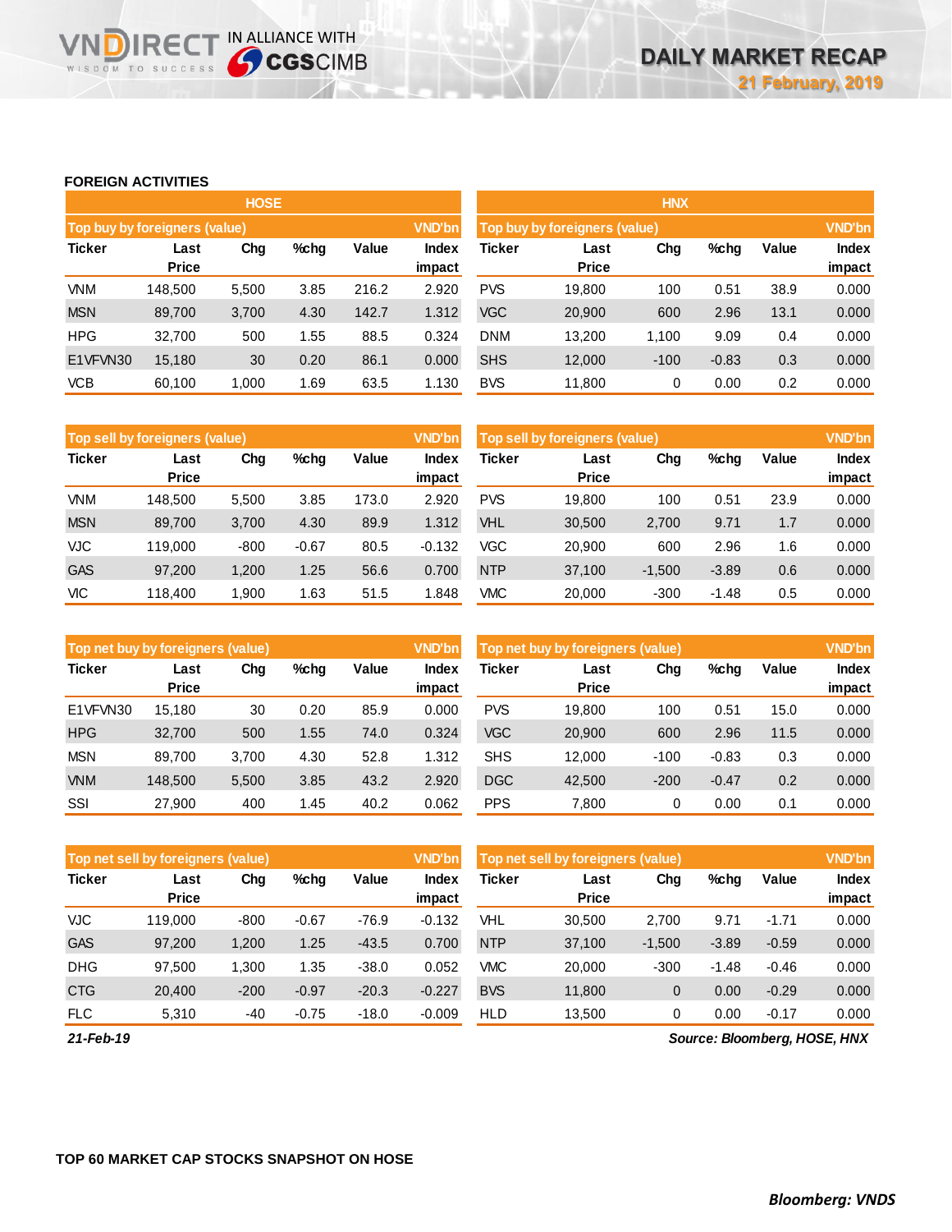## FOREIGN ACTIVITIES

### HOSE

**Top buy by foreigners (value)** (VND'bn)

| Ticker | Last Price | Chg | %chg | Value | Index impact |
|---|---|---|---|---|---|
| VNM | 148,500 | 5,500 | 3.85 | 216.2 | 2.920 |
| MSN | 89,700 | 3,700 | 4.30 | 142.7 | 1.312 |
| HPG | 32,700 | 500 | 1.55 | 88.5 | 0.324 |
| E1VFVN30 | 15,180 | 30 | 0.20 | 86.1 | 0.000 |
| VCB | 60,100 | 1,000 | 1.69 | 63.5 | 1.130 |

**Top sell by foreigners (value)** (VND'bn)

| Ticker | Last Price | Chg | %chg | Value | Index impact |
|---|---|---|---|---|---|
| VNM | 148,500 | 5,500 | 3.85 | 173.0 | 2.920 |
| MSN | 89,700 | 3,700 | 4.30 | 89.9 | 1.312 |
| VJC | 119,000 | -800 | -0.67 | 80.5 | -0.132 |
| GAS | 97,200 | 1,200 | 1.25 | 56.6 | 0.700 |
| VIC | 118,400 | 1,900 | 1.63 | 51.5 | 1.848 |

**Top net buy by foreigners (value)** (VND'bn)

| Ticker | Last Price | Chg | %chg | Value | Index impact |
|---|---|---|---|---|---|
| E1VFVN30 | 15,180 | 30 | 0.20 | 85.9 | 0.000 |
| HPG | 32,700 | 500 | 1.55 | 74.0 | 0.324 |
| MSN | 89,700 | 3,700 | 4.30 | 52.8 | 1.312 |
| VNM | 148,500 | 5,500 | 3.85 | 43.2 | 2.920 |
| SSI | 27,900 | 400 | 1.45 | 40.2 | 0.062 |

**Top net sell by foreigners (value)** (VND'bn)

| Ticker | Last Price | Chg | %chg | Value | Index impact |
|---|---|---|---|---|---|
| VJC | 119,000 | -800 | -0.67 | -76.9 | -0.132 |
| GAS | 97,200 | 1,200 | 1.25 | -43.5 | 0.700 |
| DHG | 97,500 | 1,300 | 1.35 | -38.0 | 0.052 |
| CTG | 20,400 | -200 | -0.97 | -20.3 | -0.227 |
| FLC | 5,310 | -40 | -0.75 | -18.0 | -0.009 |

### HNX

**Top buy by foreigners (value)** (VND'bn)

| Ticker | Last Price | Chg | %chg | Value | Index impact |
|---|---|---|---|---|---|
| PVS | 19,800 | 100 | 0.51 | 38.9 | 0.000 |
| VGC | 20,900 | 600 | 2.96 | 13.1 | 0.000 |
| DNM | 13,200 | 1,100 | 9.09 | 0.4 | 0.000 |
| SHS | 12,000 | -100 | -0.83 | 0.3 | 0.000 |
| BVS | 11,800 | 0 | 0.00 | 0.2 | 0.000 |

**Top sell by foreigners (value)** (VND'bn)

| Ticker | Last Price | Chg | %chg | Value | Index impact |
|---|---|---|---|---|---|
| PVS | 19,800 | 100 | 0.51 | 23.9 | 0.000 |
| VHL | 30,500 | 2,700 | 9.71 | 1.7 | 0.000 |
| VGC | 20,900 | 600 | 2.96 | 1.6 | 0.000 |
| NTP | 37,100 | -1,500 | -3.89 | 0.6 | 0.000 |
| VMC | 20,000 | -300 | -1.48 | 0.5 | 0.000 |

**Top net buy by foreigners (value)** (VND'bn)

| Ticker | Last Price | Chg | %chg | Value | Index impact |
|---|---|---|---|---|---|
| PVS | 19,800 | 100 | 0.51 | 15.0 | 0.000 |
| VGC | 20,900 | 600 | 2.96 | 11.5 | 0.000 |
| SHS | 12,000 | -100 | -0.83 | 0.3 | 0.000 |
| DGC | 42,500 | -200 | -0.47 | 0.2 | 0.000 |
| PPS | 7,800 | 0 | 0.00 | 0.1 | 0.000 |

**Top net sell by foreigners (value)** (VND'bn)

| Ticker | Last Price | Chg | %chg | Value | Index impact |
|---|---|---|---|---|---|
| VHL | 30,500 | 2,700 | 9.71 | -1.71 | 0.000 |
| NTP | 37,100 | -1,500 | -3.89 | -0.59 | 0.000 |
| VMC | 20,000 | -300 | -1.48 | -0.46 | 0.000 |
| BVS | 11,800 | 0 | 0.00 | -0.29 | 0.000 |
| HLD | 13,500 | 0 | 0.00 | -0.17 | 0.000 |

*21-Feb-19*

*Source: Bloomberg, HOSE, HNX*

## TOP 60 MARKET CAP STOCKS SNAPSHOT ON HOSE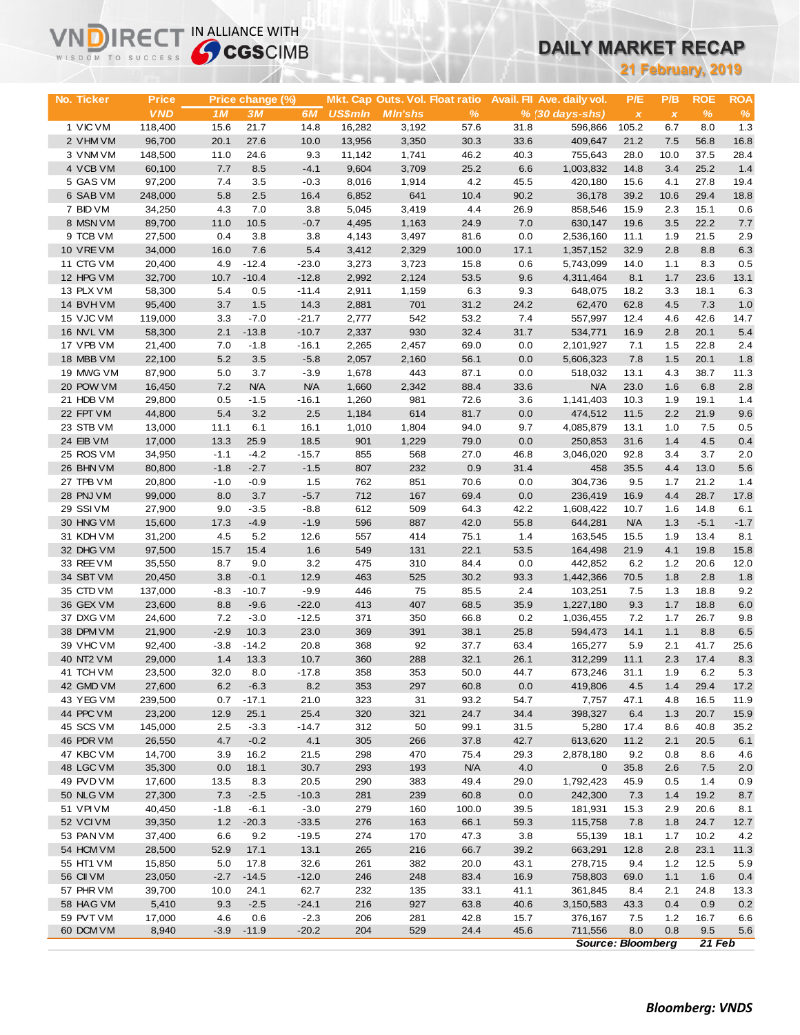# DAILY MARKET RECAP

**21 February, 2019**

| No. | Ticker | Price | Price change (%) | | | Mkt. Cap | Outs. Vol. | Float ratio | Avail. FII | Ave. daily vol. | P/E | P/B | ROE | ROA |
|---|---|---|---|---|---|---|---|---|---|---|---|---|---|---|
| | | VND | 1M | 3M | 6M | US$mln | Mln'shs | % | % | (30 days-shs) | x | x | % | % |
| 1 | VIC VM | 118,400 | 15.6 | 21.7 | 14.8 | 16,282 | 3,192 | 57.6 | 31.8 | 596,866 | 105.2 | 6.7 | 8.0 | 1.3 |
| 2 | VHM VM | 96,700 | 20.1 | 27.6 | 10.0 | 13,956 | 3,350 | 30.3 | 33.6 | 409,647 | 21.2 | 7.5 | 56.8 | 16.8 |
| 3 | VNM VM | 148,500 | 11.0 | 24.6 | 9.3 | 11,142 | 1,741 | 46.2 | 40.3 | 755,643 | 28.0 | 10.0 | 37.5 | 28.4 |
| 4 | VCB VM | 60,100 | 7.7 | 8.5 | -4.1 | 9,604 | 3,709 | 25.2 | 6.6 | 1,003,832 | 14.8 | 3.4 | 25.2 | 1.4 |
| 5 | GAS VM | 97,200 | 7.4 | 3.5 | -0.3 | 8,016 | 1,914 | 4.2 | 45.5 | 420,180 | 15.6 | 4.1 | 27.8 | 19.4 |
| 6 | SAB VM | 248,000 | 5.8 | 2.5 | 16.4 | 6,852 | 641 | 10.4 | 90.2 | 36,178 | 39.2 | 10.6 | 29.4 | 18.8 |
| 7 | BID VM | 34,250 | 4.3 | 7.0 | 3.8 | 5,045 | 3,419 | 4.4 | 26.9 | 858,546 | 15.9 | 2.3 | 15.1 | 0.6 |
| 8 | MSN VM | 89,700 | 11.0 | 10.5 | -0.7 | 4,495 | 1,163 | 24.9 | 7.0 | 630,147 | 19.6 | 3.5 | 22.2 | 7.7 |
| 9 | TCB VM | 27,500 | 0.4 | 3.8 | 3.8 | 4,143 | 3,497 | 81.6 | 0.0 | 2,536,160 | 11.1 | 1.9 | 21.5 | 2.9 |
| 10 | VRE VM | 34,000 | 16.0 | 7.6 | 5.4 | 3,412 | 2,329 | 100.0 | 17.1 | 1,357,152 | 32.9 | 2.8 | 8.8 | 6.3 |
| 11 | CTG VM | 20,400 | 4.9 | -12.4 | -23.0 | 3,273 | 3,723 | 15.8 | 0.6 | 5,743,099 | 14.0 | 1.1 | 8.3 | 0.5 |
| 12 | HPG VM | 32,700 | 10.7 | -10.4 | -12.8 | 2,992 | 2,124 | 53.5 | 9.6 | 4,311,464 | 8.1 | 1.7 | 23.6 | 13.1 |
| 13 | PLX VM | 58,300 | 5.4 | 0.5 | -11.4 | 2,911 | 1,159 | 6.3 | 9.3 | 648,075 | 18.2 | 3.3 | 18.1 | 6.3 |
| 14 | BVH VM | 95,400 | 3.7 | 1.5 | 14.3 | 2,881 | 701 | 31.2 | 24.2 | 62,470 | 62.8 | 4.5 | 7.3 | 1.0 |
| 15 | VJC VM | 119,000 | 3.3 | -7.0 | -21.7 | 2,777 | 542 | 53.2 | 7.4 | 557,997 | 12.4 | 4.6 | 42.6 | 14.7 |
| 16 | NVL VM | 58,300 | 2.1 | -13.8 | -10.7 | 2,337 | 930 | 32.4 | 31.7 | 534,771 | 16.9 | 2.8 | 20.1 | 5.4 |
| 17 | VPB VM | 21,400 | 7.0 | -1.8 | -16.1 | 2,265 | 2,457 | 69.0 | 0.0 | 2,101,927 | 7.1 | 1.5 | 22.8 | 2.4 |
| 18 | MBB VM | 22,100 | 5.2 | 3.5 | -5.8 | 2,057 | 2,160 | 56.1 | 0.0 | 5,606,323 | 7.8 | 1.5 | 20.1 | 1.8 |
| 19 | MWG VM | 87,900 | 5.0 | 3.7 | -3.9 | 1,678 | 443 | 87.1 | 0.0 | 518,032 | 13.1 | 4.3 | 38.7 | 11.3 |
| 20 | POW VM | 16,450 | 7.2 | N/A | N/A | 1,660 | 2,342 | 88.4 | 33.6 | N/A | 23.0 | 1.6 | 6.8 | 2.8 |
| 21 | HDB VM | 29,800 | 0.5 | -1.5 | -16.1 | 1,260 | 981 | 72.6 | 3.6 | 1,141,403 | 10.3 | 1.9 | 19.1 | 1.4 |
| 22 | FPT VM | 44,800 | 5.4 | 3.2 | 2.5 | 1,184 | 614 | 81.7 | 0.0 | 474,512 | 11.5 | 2.2 | 21.9 | 9.6 |
| 23 | STB VM | 13,000 | 11.1 | 6.1 | 16.1 | 1,010 | 1,804 | 94.0 | 9.7 | 4,085,879 | 13.1 | 1.0 | 7.5 | 0.5 |
| 24 | EIB VM | 17,000 | 13.3 | 25.9 | 18.5 | 901 | 1,229 | 79.0 | 0.0 | 250,853 | 31.6 | 1.4 | 4.5 | 0.4 |
| 25 | ROS VM | 34,950 | -1.1 | -4.2 | -15.7 | 855 | 568 | 27.0 | 46.8 | 3,046,020 | 92.8 | 3.4 | 3.7 | 2.0 |
| 26 | BHN VM | 80,800 | -1.8 | -2.7 | -1.5 | 807 | 232 | 0.9 | 31.4 | 458 | 35.5 | 4.4 | 13.0 | 5.6 |
| 27 | TPB VM | 20,800 | -1.0 | -0.9 | 1.5 | 762 | 851 | 70.6 | 0.0 | 304,736 | 9.5 | 1.7 | 21.2 | 1.4 |
| 28 | PNJ VM | 99,000 | 8.0 | 3.7 | -5.7 | 712 | 167 | 69.4 | 0.0 | 236,419 | 16.9 | 4.4 | 28.7 | 17.8 |
| 29 | SSI VM | 27,900 | 9.0 | -3.5 | -8.8 | 612 | 509 | 64.3 | 42.2 | 1,608,422 | 10.7 | 1.6 | 14.8 | 6.1 |
| 30 | HNG VM | 15,600 | 17.3 | -4.9 | -1.9 | 596 | 887 | 42.0 | 55.8 | 644,281 | N/A | 1.3 | -5.1 | -1.7 |
| 31 | KDH VM | 31,200 | 4.5 | 5.2 | 12.6 | 557 | 414 | 75.1 | 1.4 | 163,545 | 15.5 | 1.9 | 13.4 | 8.1 |
| 32 | DHG VM | 97,500 | 15.7 | 15.4 | 1.6 | 549 | 131 | 22.1 | 53.5 | 164,498 | 21.9 | 4.1 | 19.8 | 15.8 |
| 33 | REE VM | 35,550 | 8.7 | 9.0 | 3.2 | 475 | 310 | 84.4 | 0.0 | 442,852 | 6.2 | 1.2 | 20.6 | 12.0 |
| 34 | SBT VM | 20,450 | 3.8 | -0.1 | 12.9 | 463 | 525 | 30.2 | 93.3 | 1,442,366 | 70.5 | 1.8 | 2.8 | 1.8 |
| 35 | CTD VM | 137,000 | -8.3 | -10.7 | -9.9 | 446 | 75 | 85.5 | 2.4 | 103,251 | 7.5 | 1.3 | 18.8 | 9.2 |
| 36 | GEX VM | 23,600 | 8.8 | -9.6 | -22.0 | 413 | 407 | 68.5 | 35.9 | 1,227,180 | 9.3 | 1.7 | 18.8 | 6.0 |
| 37 | DXG VM | 24,600 | 7.2 | -3.0 | -12.5 | 371 | 350 | 66.8 | 0.2 | 1,036,455 | 7.2 | 1.7 | 26.7 | 9.8 |
| 38 | DPM VM | 21,900 | -2.9 | 10.3 | 23.0 | 369 | 391 | 38.1 | 25.8 | 594,473 | 14.1 | 1.1 | 8.8 | 6.5 |
| 39 | VHC VM | 92,400 | -3.8 | -14.2 | 20.8 | 368 | 92 | 37.7 | 63.4 | 165,277 | 5.9 | 2.1 | 41.7 | 25.6 |
| 40 | NT2 VM | 29,000 | 1.4 | 13.3 | 10.7 | 360 | 288 | 32.1 | 26.1 | 312,299 | 11.1 | 2.3 | 17.4 | 8.3 |
| 41 | TCH VM | 23,500 | 32.0 | 8.0 | -17.8 | 358 | 353 | 50.0 | 44.7 | 673,246 | 31.1 | 1.9 | 6.2 | 5.3 |
| 42 | GMD VM | 27,600 | 6.2 | -6.3 | 8.2 | 353 | 297 | 60.8 | 0.0 | 419,806 | 4.5 | 1.4 | 29.4 | 17.2 |
| 43 | YEG VM | 239,500 | 0.7 | -17.1 | 21.0 | 323 | 31 | 93.2 | 54.7 | 7,757 | 47.1 | 4.8 | 16.5 | 11.9 |
| 44 | PPC VM | 23,200 | 12.9 | 25.1 | 25.4 | 320 | 321 | 24.7 | 34.4 | 398,327 | 6.4 | 1.3 | 20.7 | 15.9 |
| 45 | SCS VM | 145,000 | 2.5 | -3.3 | -14.7 | 312 | 50 | 99.1 | 31.5 | 5,280 | 17.4 | 8.6 | 40.8 | 35.2 |
| 46 | PDR VM | 26,550 | 4.7 | -0.2 | 4.1 | 305 | 266 | 37.8 | 42.7 | 613,620 | 11.2 | 2.1 | 20.5 | 6.1 |
| 47 | KBC VM | 14,700 | 3.9 | 16.2 | 21.5 | 298 | 470 | 75.4 | 29.3 | 2,878,180 | 9.2 | 0.8 | 8.6 | 4.6 |
| 48 | LGC VM | 35,300 | 0.0 | 18.1 | 30.7 | 293 | 193 | N/A | 4.0 | 0 | 35.8 | 2.6 | 7.5 | 2.0 |
| 49 | PVD VM | 17,600 | 13.5 | 8.3 | 20.5 | 290 | 383 | 49.4 | 29.0 | 1,792,423 | 45.9 | 0.5 | 1.4 | 0.9 |
| 50 | NLG VM | 27,300 | 7.3 | -2.5 | -10.3 | 281 | 239 | 60.8 | 0.0 | 242,300 | 7.3 | 1.4 | 19.2 | 8.7 |
| 51 | VPI VM | 40,450 | -1.8 | -6.1 | -3.0 | 279 | 160 | 100.0 | 39.5 | 181,931 | 15.3 | 2.9 | 20.6 | 8.1 |
| 52 | VCI VM | 39,350 | 1.2 | -20.3 | -33.5 | 276 | 163 | 66.1 | 59.3 | 115,758 | 7.8 | 1.8 | 24.7 | 12.7 |
| 53 | PAN VM | 37,400 | 6.6 | 9.2 | -19.5 | 274 | 170 | 47.3 | 3.8 | 55,139 | 18.1 | 1.7 | 10.2 | 4.2 |
| 54 | HCM VM | 28,500 | 52.9 | 17.1 | 13.1 | 265 | 216 | 66.7 | 39.2 | 663,291 | 12.8 | 2.8 | 23.1 | 11.3 |
| 55 | HT1 VM | 15,850 | 5.0 | 17.8 | 32.6 | 261 | 382 | 20.0 | 43.1 | 278,715 | 9.4 | 1.2 | 12.5 | 5.9 |
| 56 | CII VM | 23,050 | -2.7 | -14.5 | -12.0 | 246 | 248 | 83.4 | 16.9 | 758,803 | 69.0 | 1.1 | 1.6 | 0.4 |
| 57 | PHR VM | 39,700 | 10.0 | 24.1 | 62.7 | 232 | 135 | 33.1 | 41.1 | 361,845 | 8.4 | 2.1 | 24.8 | 13.3 |
| 58 | HAG VM | 5,410 | 9.3 | -2.5 | -24.1 | 216 | 927 | 63.8 | 40.6 | 3,150,583 | 43.3 | 0.4 | 0.9 | 0.2 |
| 59 | PVT VM | 17,000 | 4.6 | 0.6 | -2.3 | 206 | 281 | 42.8 | 15.7 | 376,167 | 7.5 | 1.2 | 16.7 | 6.6 |
| 60 | DCM VM | 8,940 | -3.9 | -11.9 | -20.2 | 204 | 529 | 24.4 | 45.6 | 711,556 | 8.0 | 0.8 | 9.5 | 5.6 |

*Source: Bloomberg* *21 Feb*

***Bloomberg: VNDS***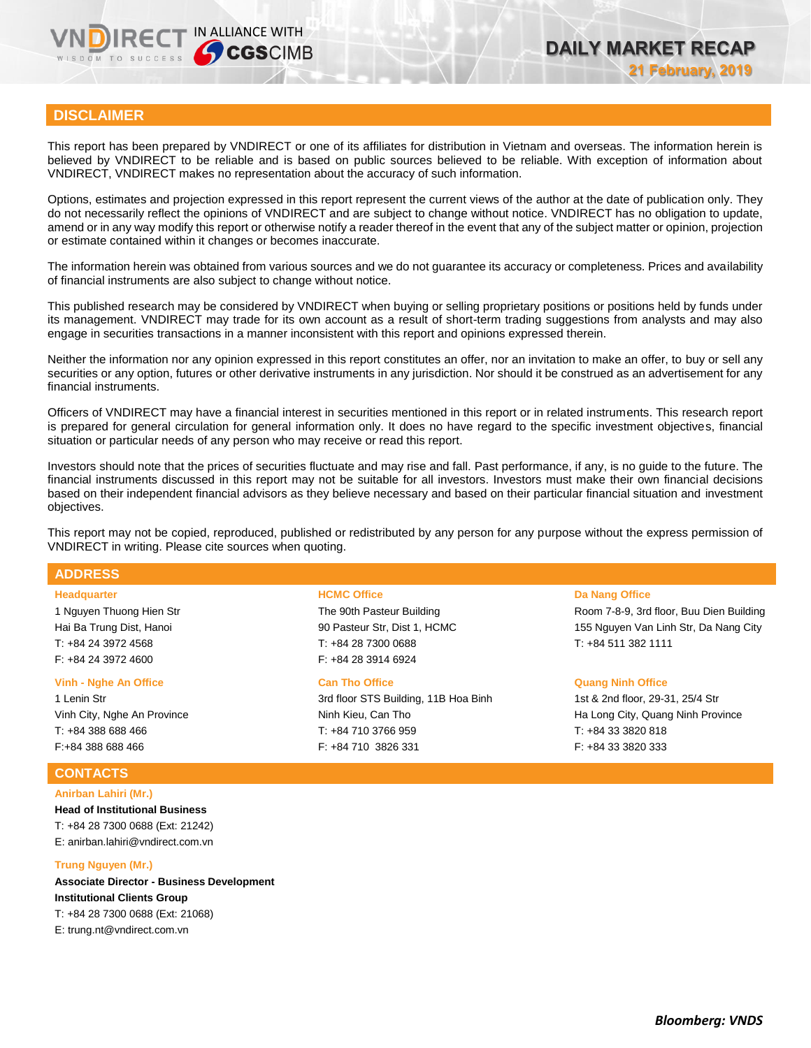## DISCLAIMER

This report has been prepared by VNDIRECT or one of its affiliates for distribution in Vietnam and overseas. The information herein is believed by VNDIRECT to be reliable and is based on public sources believed to be reliable. With exception of information about VNDIRECT, VNDIRECT makes no representation about the accuracy of such information.

Options, estimates and projection expressed in this report represent the current views of the author at the date of publication only. They do not necessarily reflect the opinions of VNDIRECT and are subject to change without notice. VNDIRECT has no obligation to update, amend or in any way modify this report or otherwise notify a reader thereof in the event that any of the subject matter or opinion, projection or estimate contained within it changes or becomes inaccurate.

The information herein was obtained from various sources and we do not guarantee its accuracy or completeness. Prices and availability of financial instruments are also subject to change without notice.

This published research may be considered by VNDIRECT when buying or selling proprietary positions or positions held by funds under its management. VNDIRECT may trade for its own account as a result of short-term trading suggestions from analysts and may also engage in securities transactions in a manner inconsistent with this report and opinions expressed therein.

Neither the information nor any opinion expressed in this report constitutes an offer, nor an invitation to make an offer, to buy or sell any securities or any option, futures or other derivative instruments in any jurisdiction. Nor should it be construed as an advertisement for any financial instruments.

Officers of VNDIRECT may have a financial interest in securities mentioned in this report or in related instruments. This research report is prepared for general circulation for general information only. It does no have regard to the specific investment objectives, financial situation or particular needs of any person who may receive or read this report.

Investors should note that the prices of securities fluctuate and may rise and fall. Past performance, if any, is no guide to the future. The financial instruments discussed in this report may not be suitable for all investors. Investors must make their own financial decisions based on their independent financial advisors as they believe necessary and based on their particular financial situation and investment objectives.

This report may not be copied, reproduced, published or redistributed by any person for any purpose without the express permission of VNDIRECT in writing. Please cite sources when quoting.

## ADDRESS

**Headquarter**
1 Nguyen Thuong Hien Str
Hai Ba Trung Dist, Hanoi
T: +84 24 3972 4568
F: +84 24 3972 4600

**HCMC Office**
The 90th Pasteur Building
90 Pasteur Str, Dist 1, HCMC
T: +84 28 7300 0688
F: +84 28 3914 6924

**Da Nang Office**
Room 7-8-9, 3rd floor, Buu Dien Building
155 Nguyen Van Linh Str, Da Nang City
T: +84 511 382 1111

**Vinh - Nghe An Office**
1 Lenin Str
Vinh City, Nghe An Province
T: +84 388 688 466
F:+84 388 688 466

**Can Tho Office**
3rd floor STS Building, 11B Hoa Binh
Ninh Kieu, Can Tho
T: +84 710 3766 959
F: +84 710 3826 331

**Quang Ninh Office**
1st & 2nd floor, 29-31, 25/4 Str
Ha Long City, Quang Ninh Province
T: +84 33 3820 818
F: +84 33 3820 333

## CONTACTS

**Anirban Lahiri (Mr.)**
**Head of Institutional Business**
T: +84 28 7300 0688 (Ext: 21242)
E: anirban.lahiri@vndirect.com.vn

**Trung Nguyen (Mr.)**
**Associate Director - Business Development**
**Institutional Clients Group**
T: +84 28 7300 0688 (Ext: 21068)
E: trung.nt@vndirect.com.vn

***Bloomberg: VNDS***